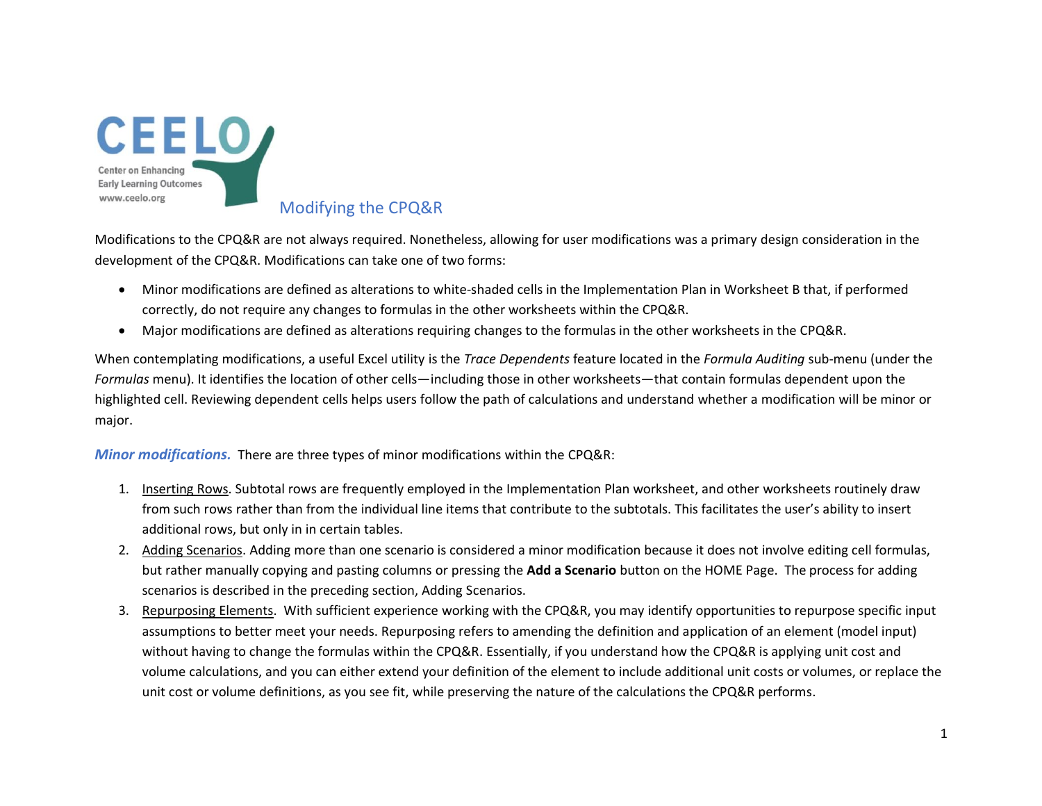# Modifying the CPQ&R

Modifications to the CPQ&R are not always required. Nonetheless, allowing for user modifications was a primary design consideration in the development of the CPQ&R. Modifications can take one of two forms:

- Minor modifications are defined as alterations to white-shaded cells in the Implementation Plan in Worksheet B that, if performed correctly, do not require any changes to formulas in the other worksheets within the CPQ&R.
- Major modifications are defined as alterations requiring changes to the formulas in the other worksheets in the CPQ&R.

When contemplating modifications, a useful Excel utility is the *Trace Dependents* feature located in the *Formula Auditing* sub-menu (under the *Formulas* menu). It identifies the location of other cells—including those in other worksheets—that contain formulas dependent upon the highlighted cell. Reviewing dependent cells helps users follow the path of calculations and understand whether a modification will be minor or major.

***Minor modifications.*** There are three types of minor modifications within the CPQ&R:

1. Inserting Rows. Subtotal rows are frequently employed in the Implementation Plan worksheet, and other worksheets routinely draw from such rows rather than from the individual line items that contribute to the subtotals. This facilitates the user's ability to insert additional rows, but only in in certain tables.
2. Adding Scenarios. Adding more than one scenario is considered a minor modification because it does not involve editing cell formulas, but rather manually copying and pasting columns or pressing the **Add a Scenario** button on the HOME Page. The process for adding scenarios is described in the preceding section, Adding Scenarios.
3. Repurposing Elements. With sufficient experience working with the CPQ&R, you may identify opportunities to repurpose specific input assumptions to better meet your needs. Repurposing refers to amending the definition and application of an element (model input) without having to change the formulas within the CPQ&R. Essentially, if you understand how the CPQ&R is applying unit cost and volume calculations, and you can either extend your definition of the element to include additional unit costs or volumes, or replace the unit cost or volume definitions, as you see fit, while preserving the nature of the calculations the CPQ&R performs.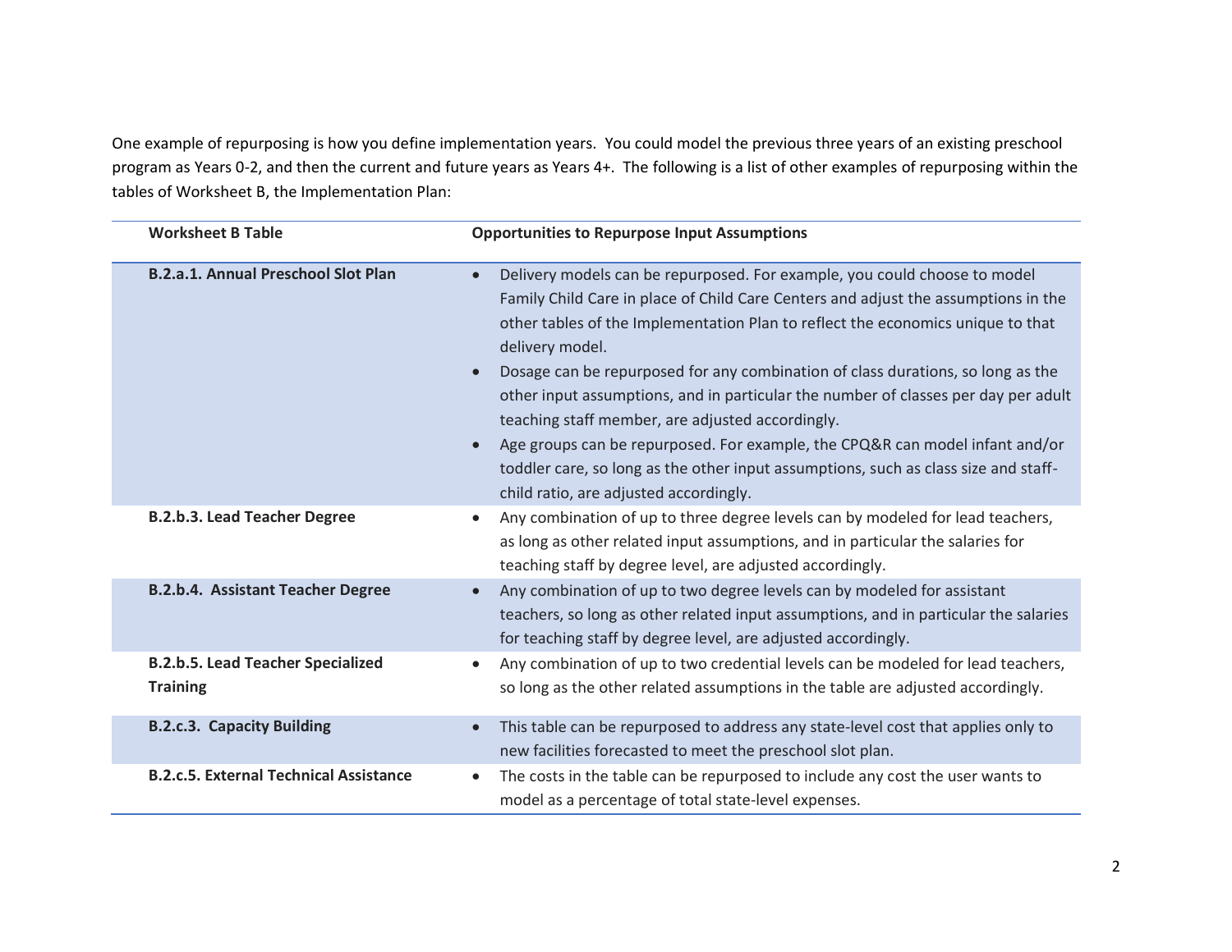One example of repurposing is how you define implementation years. You could model the previous three years of an existing preschool program as Years 0-2, and then the current and future years as Years 4+. The following is a list of other examples of repurposing within the tables of Worksheet B, the Implementation Plan:

| Worksheet B Table | Opportunities to Repurpose Input Assumptions |
|---|---|
| **B.2.a.1. Annual Preschool Slot Plan** | • Delivery models can be repurposed. For example, you could choose to model Family Child Care in place of Child Care Centers and adjust the assumptions in the other tables of the Implementation Plan to reflect the economics unique to that delivery model.<br>• Dosage can be repurposed for any combination of class durations, so long as the other input assumptions, and in particular the number of classes per day per adult teaching staff member, are adjusted accordingly.<br>• Age groups can be repurposed. For example, the CPQ&R can model infant and/or toddler care, so long as the other input assumptions, such as class size and staff-child ratio, are adjusted accordingly. |
| **B.2.b.3. Lead Teacher Degree** | • Any combination of up to three degree levels can by modeled for lead teachers, as long as other related input assumptions, and in particular the salaries for teaching staff by degree level, are adjusted accordingly. |
| **B.2.b.4. Assistant Teacher Degree** | • Any combination of up to two degree levels can by modeled for assistant teachers, so long as other related input assumptions, and in particular the salaries for teaching staff by degree level, are adjusted accordingly. |
| **B.2.b.5. Lead Teacher Specialized Training** | • Any combination of up to two credential levels can be modeled for lead teachers, so long as the other related assumptions in the table are adjusted accordingly. |
| **B.2.c.3. Capacity Building** | • This table can be repurposed to address any state-level cost that applies only to new facilities forecasted to meet the preschool slot plan. |
| **B.2.c.5. External Technical Assistance** | • The costs in the table can be repurposed to include any cost the user wants to model as a percentage of total state-level expenses. |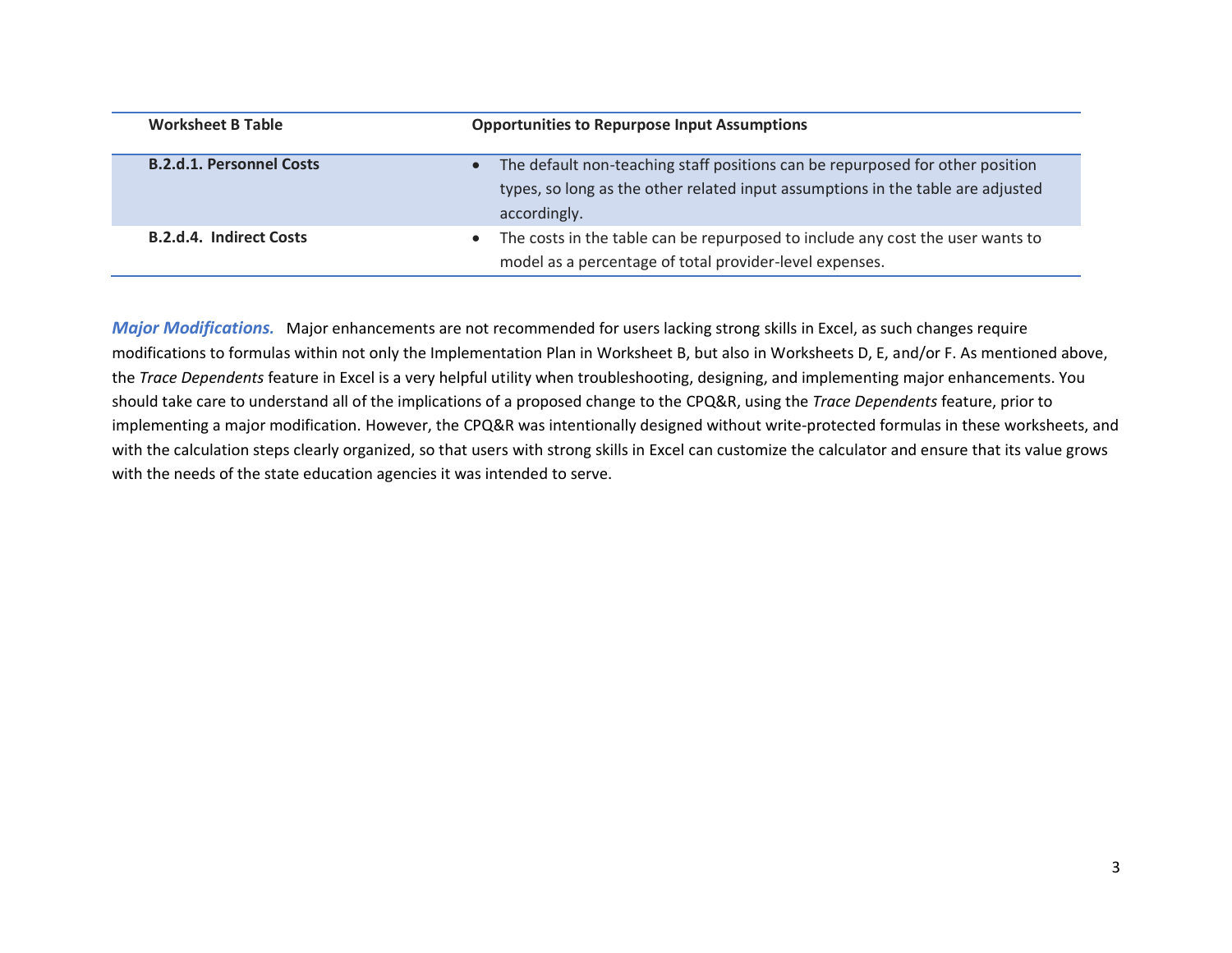| Worksheet B Table | Opportunities to Repurpose Input Assumptions |
|---|---|
| **B.2.d.1. Personnel Costs** | • The default non-teaching staff positions can be repurposed for other position types, so long as the other related input assumptions in the table are adjusted accordingly. |
| **B.2.d.4. Indirect Costs** | • The costs in the table can be repurposed to include any cost the user wants to model as a percentage of total provider-level expenses. |

***Major Modifications.*** Major enhancements are not recommended for users lacking strong skills in Excel, as such changes require modifications to formulas within not only the Implementation Plan in Worksheet B, but also in Worksheets D, E, and/or F. As mentioned above, the *Trace Dependents* feature in Excel is a very helpful utility when troubleshooting, designing, and implementing major enhancements. You should take care to understand all of the implications of a proposed change to the CPQ&R, using the *Trace Dependents* feature, prior to implementing a major modification. However, the CPQ&R was intentionally designed without write-protected formulas in these worksheets, and with the calculation steps clearly organized, so that users with strong skills in Excel can customize the calculator and ensure that its value grows with the needs of the state education agencies it was intended to serve.